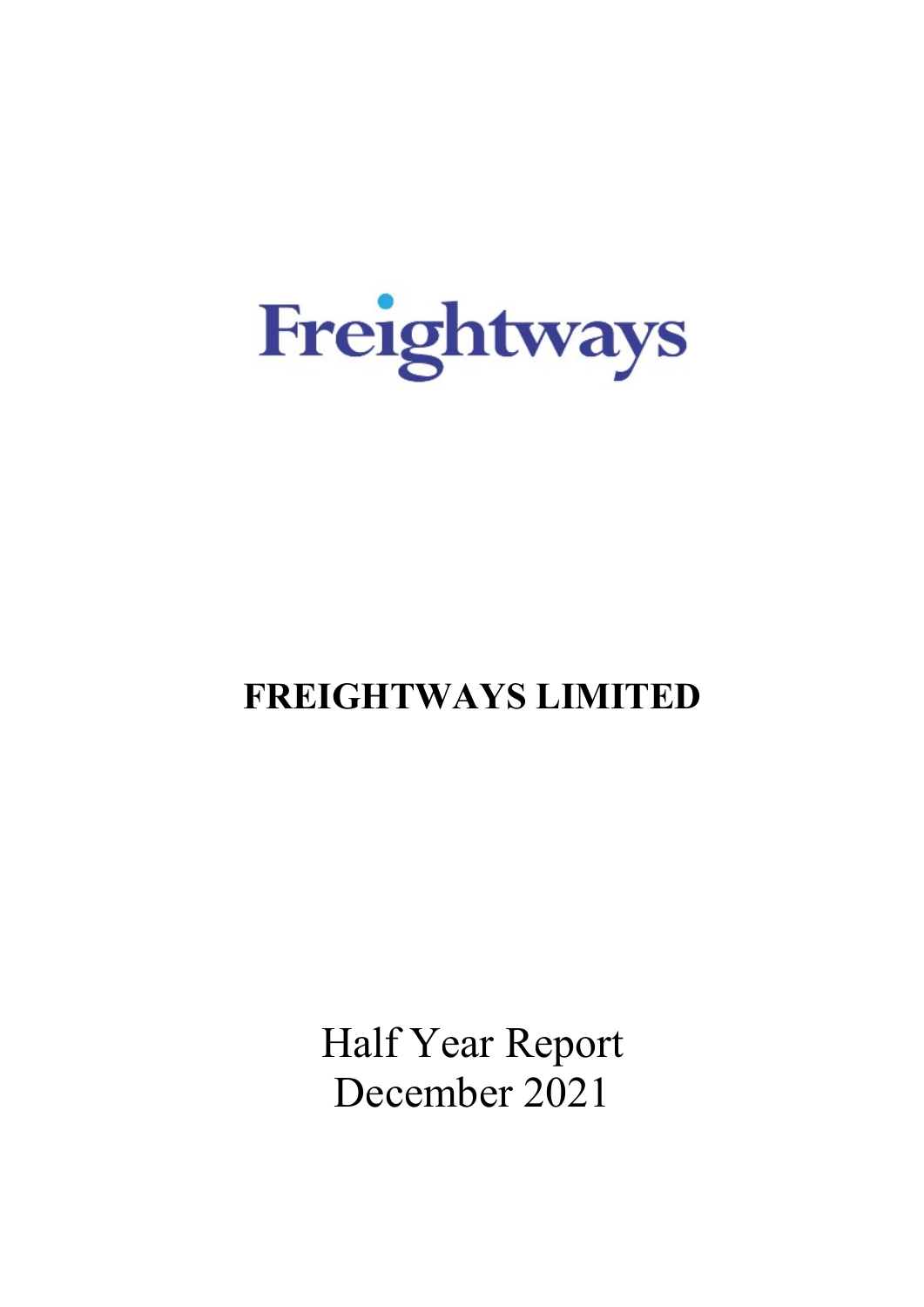Freightways

# FREIGHTWAYS LIMITED

Half Year Report
December 2021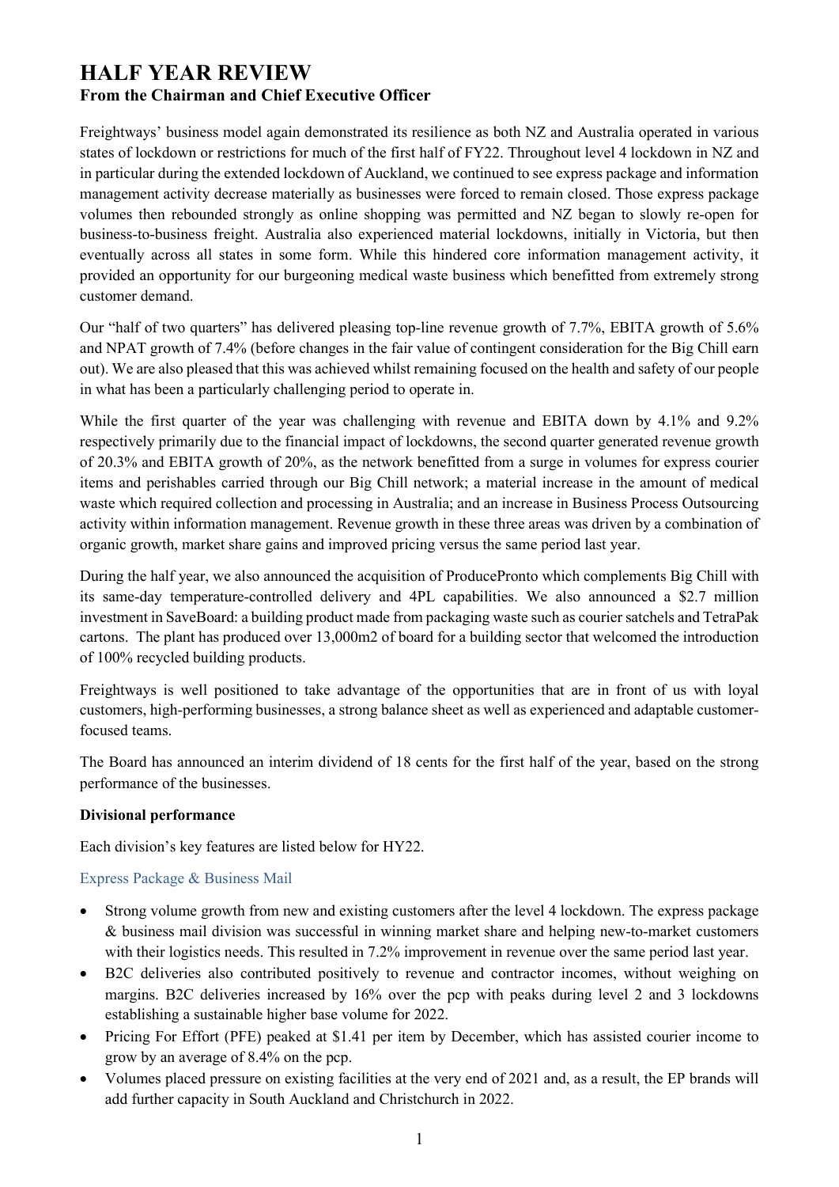# HALF YEAR REVIEW

## From the Chairman and Chief Executive Officer

Freightways' business model again demonstrated its resilience as both NZ and Australia operated in various states of lockdown or restrictions for much of the first half of FY22. Throughout level 4 lockdown in NZ and in particular during the extended lockdown of Auckland, we continued to see express package and information management activity decrease materially as businesses were forced to remain closed. Those express package volumes then rebounded strongly as online shopping was permitted and NZ began to slowly re-open for business-to-business freight. Australia also experienced material lockdowns, initially in Victoria, but then eventually across all states in some form. While this hindered core information management activity, it provided an opportunity for our burgeoning medical waste business which benefitted from extremely strong customer demand.

Our "half of two quarters" has delivered pleasing top-line revenue growth of 7.7%, EBITA growth of 5.6% and NPAT growth of 7.4% (before changes in the fair value of contingent consideration for the Big Chill earn out). We are also pleased that this was achieved whilst remaining focused on the health and safety of our people in what has been a particularly challenging period to operate in.

While the first quarter of the year was challenging with revenue and EBITA down by 4.1% and 9.2% respectively primarily due to the financial impact of lockdowns, the second quarter generated revenue growth of 20.3% and EBITA growth of 20%, as the network benefitted from a surge in volumes for express courier items and perishables carried through our Big Chill network; a material increase in the amount of medical waste which required collection and processing in Australia; and an increase in Business Process Outsourcing activity within information management. Revenue growth in these three areas was driven by a combination of organic growth, market share gains and improved pricing versus the same period last year.

During the half year, we also announced the acquisition of ProducePronto which complements Big Chill with its same-day temperature-controlled delivery and 4PL capabilities. We also announced a $2.7 million investment in SaveBoard: a building product made from packaging waste such as courier satchels and TetraPak cartons. The plant has produced over 13,000m2 of board for a building sector that welcomed the introduction of 100% recycled building products.

Freightways is well positioned to take advantage of the opportunities that are in front of us with loyal customers, high-performing businesses, a strong balance sheet as well as experienced and adaptable customer-focused teams.

The Board has announced an interim dividend of 18 cents for the first half of the year, based on the strong performance of the businesses.

**Divisional performance**

Each division's key features are listed below for HY22.

### Express Package & Business Mail

- Strong volume growth from new and existing customers after the level 4 lockdown. The express package & business mail division was successful in winning market share and helping new-to-market customers with their logistics needs. This resulted in 7.2% improvement in revenue over the same period last year.
- B2C deliveries also contributed positively to revenue and contractor incomes, without weighing on margins. B2C deliveries increased by 16% over the pcp with peaks during level 2 and 3 lockdowns establishing a sustainable higher base volume for 2022.
- Pricing For Effort (PFE) peaked at $1.41 per item by December, which has assisted courier income to grow by an average of 8.4% on the pcp.
- Volumes placed pressure on existing facilities at the very end of 2021 and, as a result, the EP brands will add further capacity in South Auckland and Christchurch in 2022.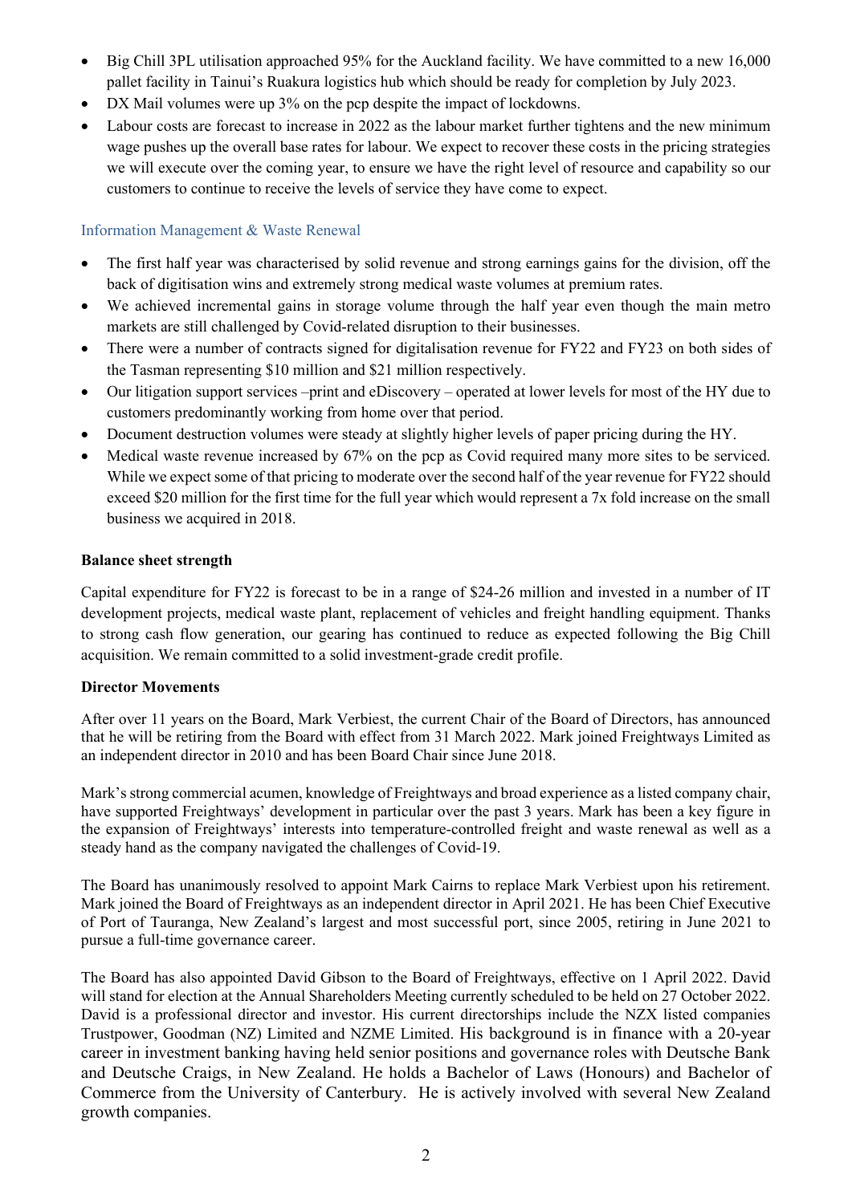- Big Chill 3PL utilisation approached 95% for the Auckland facility. We have committed to a new 16,000 pallet facility in Tainui's Ruakura logistics hub which should be ready for completion by July 2023.
- DX Mail volumes were up 3% on the pcp despite the impact of lockdowns.
- Labour costs are forecast to increase in 2022 as the labour market further tightens and the new minimum wage pushes up the overall base rates for labour. We expect to recover these costs in the pricing strategies we will execute over the coming year, to ensure we have the right level of resource and capability so our customers to continue to receive the levels of service they have come to expect.

### Information Management & Waste Renewal

- The first half year was characterised by solid revenue and strong earnings gains for the division, off the back of digitisation wins and extremely strong medical waste volumes at premium rates.
- We achieved incremental gains in storage volume through the half year even though the main metro markets are still challenged by Covid-related disruption to their businesses.
- There were a number of contracts signed for digitalisation revenue for FY22 and FY23 on both sides of the Tasman representing $10 million and $21 million respectively.
- Our litigation support services –print and eDiscovery – operated at lower levels for most of the HY due to customers predominantly working from home over that period.
- Document destruction volumes were steady at slightly higher levels of paper pricing during the HY.
- Medical waste revenue increased by 67% on the pcp as Covid required many more sites to be serviced. While we expect some of that pricing to moderate over the second half of the year revenue for FY22 should exceed $20 million for the first time for the full year which would represent a 7x fold increase on the small business we acquired in 2018.

**Balance sheet strength**

Capital expenditure for FY22 is forecast to be in a range of $24-26 million and invested in a number of IT development projects, medical waste plant, replacement of vehicles and freight handling equipment. Thanks to strong cash flow generation, our gearing has continued to reduce as expected following the Big Chill acquisition. We remain committed to a solid investment-grade credit profile.

**Director Movements**

After over 11 years on the Board, Mark Verbiest, the current Chair of the Board of Directors, has announced that he will be retiring from the Board with effect from 31 March 2022. Mark joined Freightways Limited as an independent director in 2010 and has been Board Chair since June 2018.

Mark's strong commercial acumen, knowledge of Freightways and broad experience as a listed company chair, have supported Freightways' development in particular over the past 3 years. Mark has been a key figure in the expansion of Freightways' interests into temperature-controlled freight and waste renewal as well as a steady hand as the company navigated the challenges of Covid-19.

The Board has unanimously resolved to appoint Mark Cairns to replace Mark Verbiest upon his retirement. Mark joined the Board of Freightways as an independent director in April 2021. He has been Chief Executive of Port of Tauranga, New Zealand's largest and most successful port, since 2005, retiring in June 2021 to pursue a full-time governance career.

The Board has also appointed David Gibson to the Board of Freightways, effective on 1 April 2022. David will stand for election at the Annual Shareholders Meeting currently scheduled to be held on 27 October 2022. David is a professional director and investor. His current directorships include the NZX listed companies Trustpower, Goodman (NZ) Limited and NZME Limited. His background is in finance with a 20-year career in investment banking having held senior positions and governance roles with Deutsche Bank and Deutsche Craigs, in New Zealand. He holds a Bachelor of Laws (Honours) and Bachelor of Commerce from the University of Canterbury. He is actively involved with several New Zealand growth companies.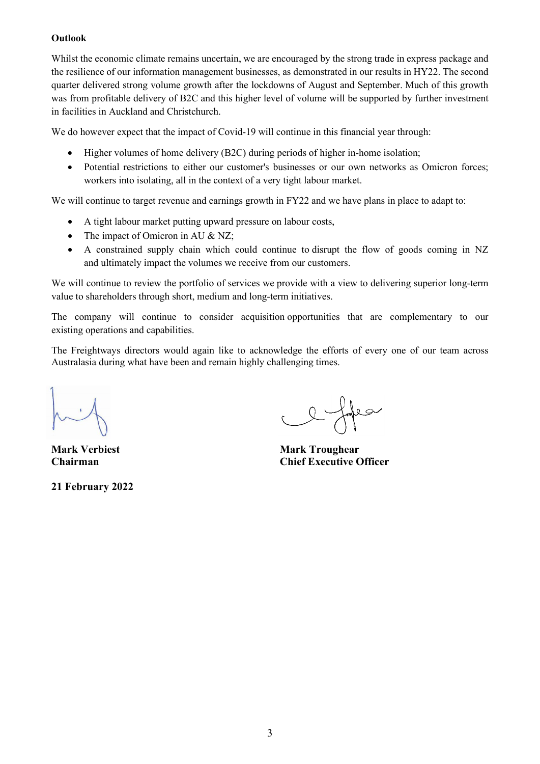**Outlook**

Whilst the economic climate remains uncertain, we are encouraged by the strong trade in express package and the resilience of our information management businesses, as demonstrated in our results in HY22. The second quarter delivered strong volume growth after the lockdowns of August and September. Much of this growth was from profitable delivery of B2C and this higher level of volume will be supported by further investment in facilities in Auckland and Christchurch.

We do however expect that the impact of Covid-19 will continue in this financial year through:

- Higher volumes of home delivery (B2C) during periods of higher in-home isolation;
- Potential restrictions to either our customer's businesses or our own networks as Omicron forces; workers into isolating, all in the context of a very tight labour market.

We will continue to target revenue and earnings growth in FY22 and we have plans in place to adapt to:

- A tight labour market putting upward pressure on labour costs,
- The impact of Omicron in AU & NZ;
- A constrained supply chain which could continue to disrupt the flow of goods coming in NZ and ultimately impact the volumes we receive from our customers.

We will continue to review the portfolio of services we provide with a view to delivering superior long-term value to shareholders through short, medium and long-term initiatives.

The company will continue to consider acquisition opportunities that are complementary to our existing operations and capabilities.

The Freightways directors would again like to acknowledge the efforts of every one of our team across Australasia during what have been and remain highly challenging times.

**Mark Verbiest**
**Chairman**

**Mark Troughear**
**Chief Executive Officer**

**21 February 2022**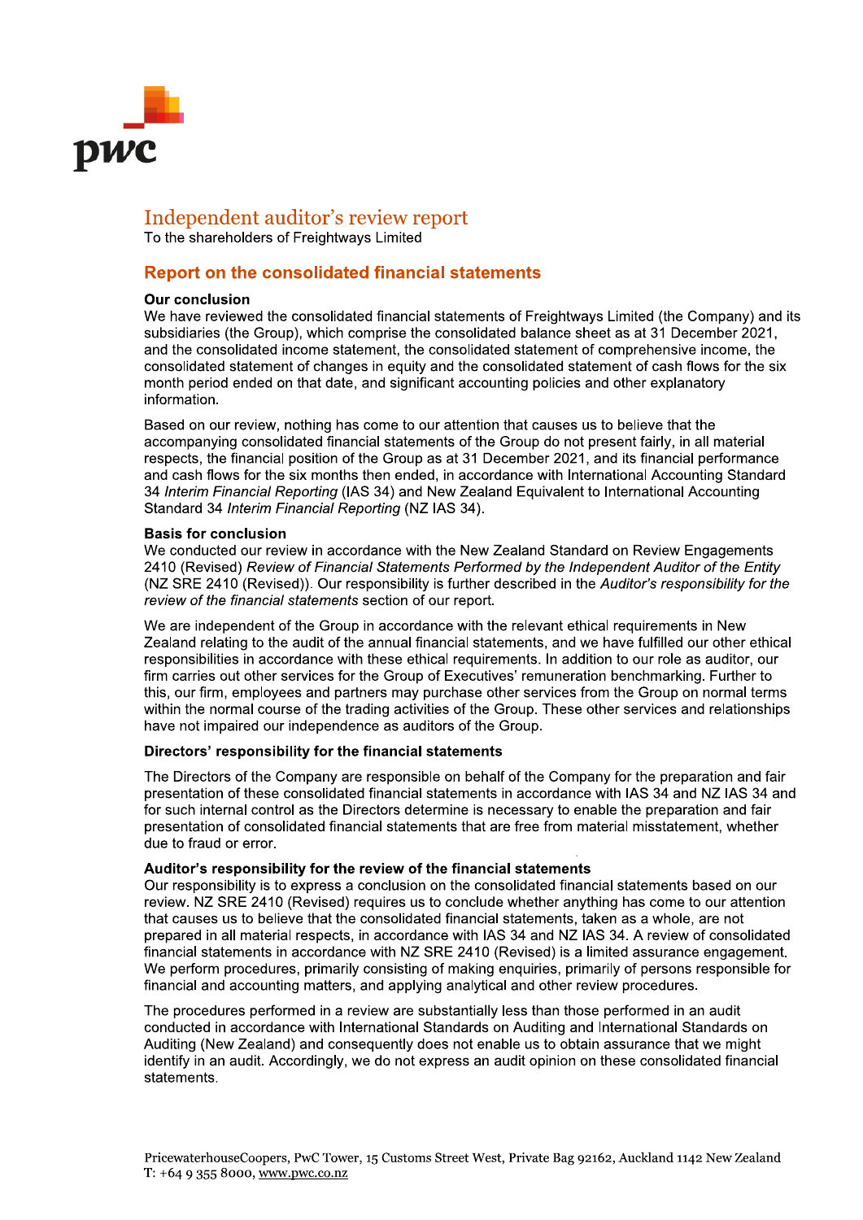# Independent auditor's review report

To the shareholders of Freightways Limited

## Report on the consolidated financial statements

### Our conclusion

We have reviewed the consolidated financial statements of Freightways Limited (the Company) and its subsidiaries (the Group), which comprise the consolidated balance sheet as at 31 December 2021, and the consolidated income statement, the consolidated statement of comprehensive income, the consolidated statement of changes in equity and the consolidated statement of cash flows for the six month period ended on that date, and significant accounting policies and other explanatory information.

Based on our review, nothing has come to our attention that causes us to believe that the accompanying consolidated financial statements of the Group do not present fairly, in all material respects, the financial position of the Group as at 31 December 2021, and its financial performance and cash flows for the six months then ended, in accordance with International Accounting Standard 34 *Interim Financial Reporting* (IAS 34) and New Zealand Equivalent to International Accounting Standard 34 *Interim Financial Reporting* (NZ IAS 34).

### Basis for conclusion

We conducted our review in accordance with the New Zealand Standard on Review Engagements 2410 (Revised) *Review of Financial Statements Performed by the Independent Auditor of the Entity* (NZ SRE 2410 (Revised)). Our responsibility is further described in the *Auditor's responsibility for the review of the financial statements* section of our report.

We are independent of the Group in accordance with the relevant ethical requirements in New Zealand relating to the audit of the annual financial statements, and we have fulfilled our other ethical responsibilities in accordance with these ethical requirements. In addition to our role as auditor, our firm carries out other services for the Group of Executives' remuneration benchmarking. Further to this, our firm, employees and partners may purchase other services from the Group on normal terms within the normal course of the trading activities of the Group. These other services and relationships have not impaired our independence as auditors of the Group.

### Directors' responsibility for the financial statements

The Directors of the Company are responsible on behalf of the Company for the preparation and fair presentation of these consolidated financial statements in accordance with IAS 34 and NZ IAS 34 and for such internal control as the Directors determine is necessary to enable the preparation and fair presentation of consolidated financial statements that are free from material misstatement, whether due to fraud or error.

### Auditor's responsibility for the review of the financial statements

Our responsibility is to express a conclusion on the consolidated financial statements based on our review. NZ SRE 2410 (Revised) requires us to conclude whether anything has come to our attention that causes us to believe that the consolidated financial statements, taken as a whole, are not prepared in all material respects, in accordance with IAS 34 and NZ IAS 34. A review of consolidated financial statements in accordance with NZ SRE 2410 (Revised) is a limited assurance engagement. We perform procedures, primarily consisting of making enquiries, primarily of persons responsible for financial and accounting matters, and applying analytical and other review procedures.

The procedures performed in a review are substantially less than those performed in an audit conducted in accordance with International Standards on Auditing and International Standards on Auditing (New Zealand) and consequently does not enable us to obtain assurance that we might identify in an audit. Accordingly, we do not express an audit opinion on these consolidated financial statements.

PricewaterhouseCoopers, PwC Tower, 15 Customs Street West, Private Bag 92162, Auckland 1142 New Zealand
T: +64 9 355 8000, www.pwc.co.nz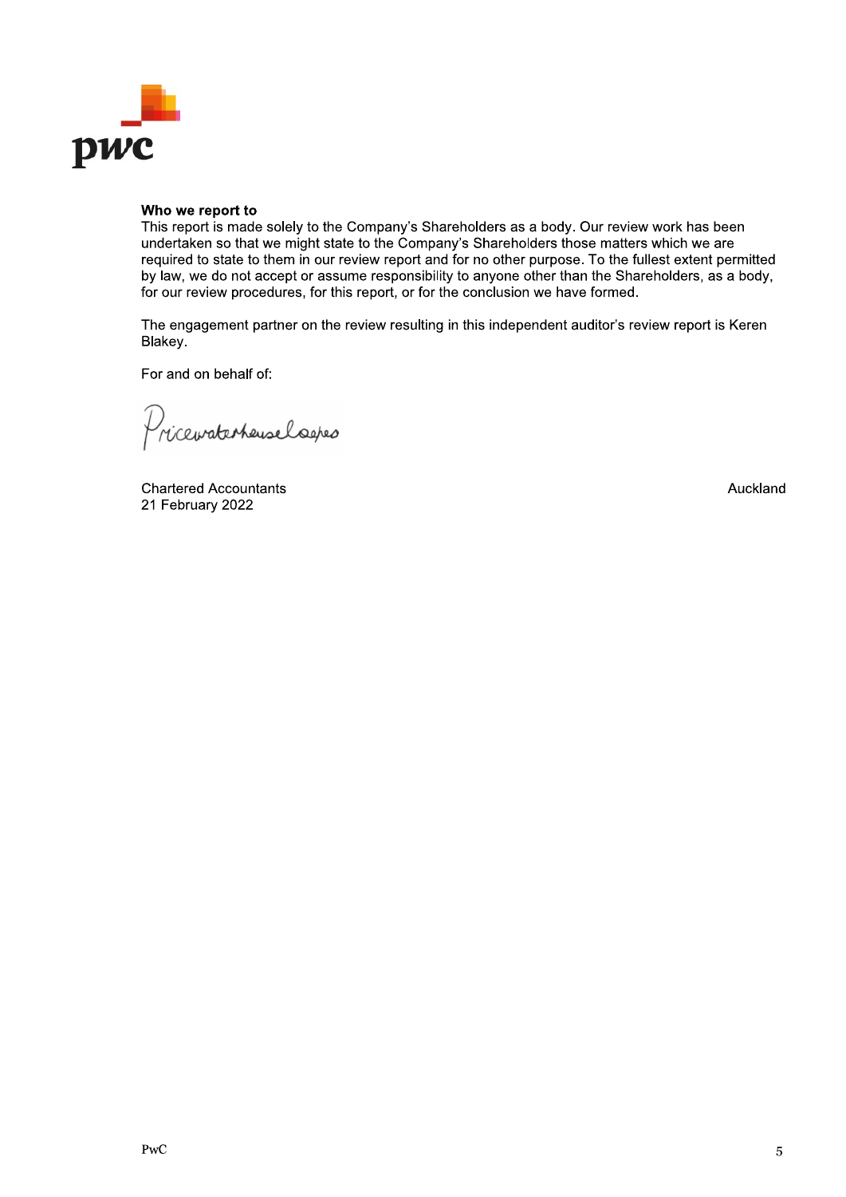**Who we report to**

This report is made solely to the Company's Shareholders as a body. Our review work has been undertaken so that we might state to the Company's Shareholders those matters which we are required to state to them in our review report and for no other purpose. To the fullest extent permitted by law, we do not accept or assume responsibility to anyone other than the Shareholders, as a body, for our review procedures, for this report, or for the conclusion we have formed.

The engagement partner on the review resulting in this independent auditor's review report is Keren Blakey.

For and on behalf of:

PricewaterhouseCoopers

Chartered Accountants
21 February 2022

Auckland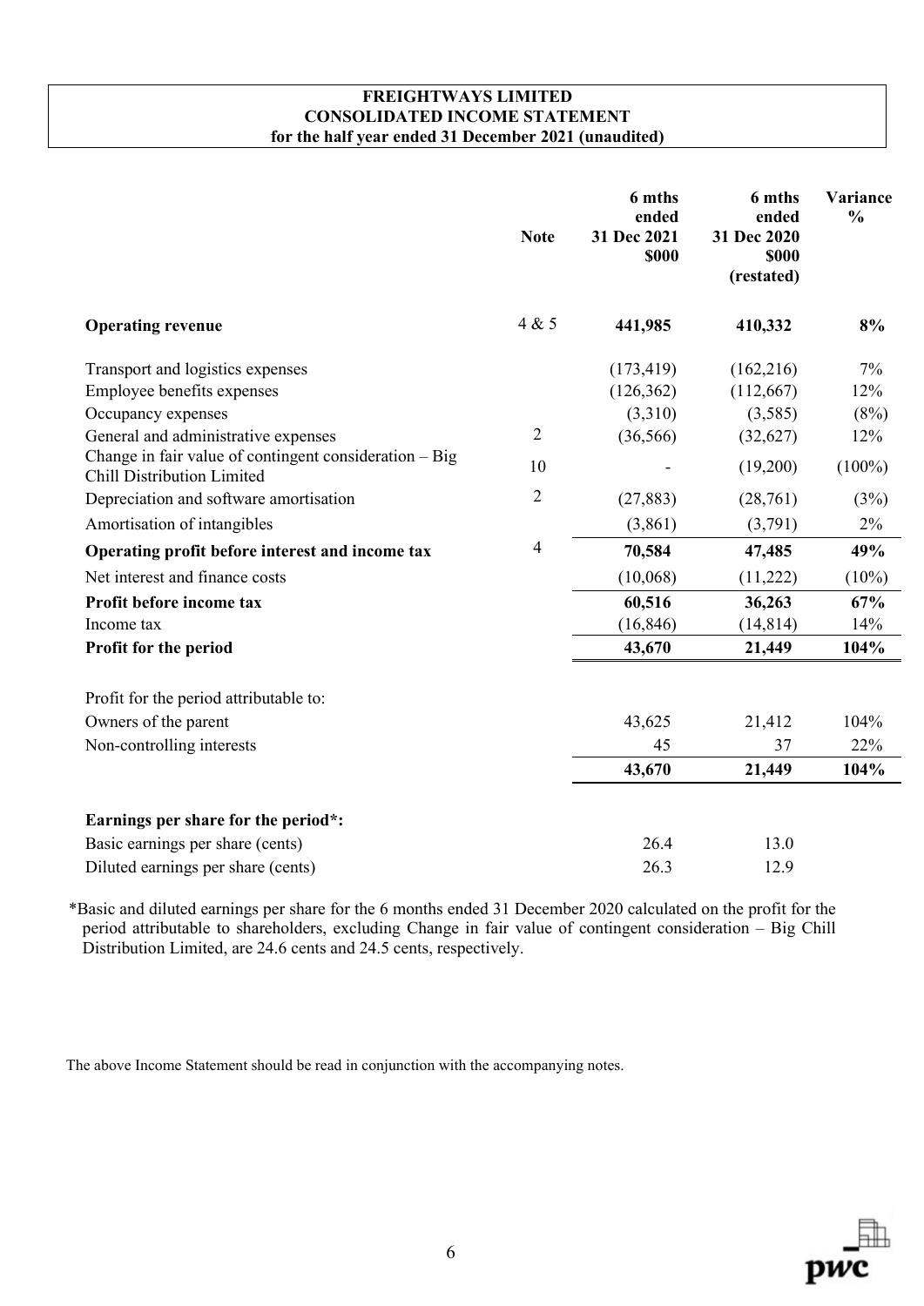**FREIGHTWAYS LIMITED**
**CONSOLIDATED INCOME STATEMENT**
**for the half year ended 31 December 2021 (unaudited)**

| | Note | 6 mths ended 31 Dec 2021 $000 | 6 mths ended 31 Dec 2020 $000 (restated) | Variance % |
|---|---|---|---|---|
| **Operating revenue** | 4 & 5 | **441,985** | **410,332** | **8%** |
| Transport and logistics expenses | | (173,419) | (162,216) | 7% |
| Employee benefits expenses | | (126,362) | (112,667) | 12% |
| Occupancy expenses | | (3,310) | (3,585) | (8%) |
| General and administrative expenses | 2 | (36,566) | (32,627) | 12% |
| Change in fair value of contingent consideration – Big Chill Distribution Limited | 10 | - | (19,200) | (100%) |
| Depreciation and software amortisation | 2 | (27,883) | (28,761) | (3%) |
| Amortisation of intangibles | | (3,861) | (3,791) | 2% |
| **Operating profit before interest and income tax** | 4 | **70,584** | **47,485** | **49%** |
| Net interest and finance costs | | (10,068) | (11,222) | (10%) |
| **Profit before income tax** | | **60,516** | **36,263** | **67%** |
| Income tax | | (16,846) | (14,814) | 14% |
| **Profit for the period** | | **43,670** | **21,449** | **104%** |
| Profit for the period attributable to: | | | | |
| Owners of the parent | | 43,625 | 21,412 | 104% |
| Non-controlling interests | | 45 | 37 | 22% |
| | | **43,670** | **21,449** | **104%** |
| **Earnings per share for the period*:** | | | | |
| Basic earnings per share (cents) | | 26.4 | 13.0 | |
| Diluted earnings per share (cents) | | 26.3 | 12.9 | |

*Basic and diluted earnings per share for the 6 months ended 31 December 2020 calculated on the profit for the period attributable to shareholders, excluding Change in fair value of contingent consideration – Big Chill Distribution Limited, are 24.6 cents and 24.5 cents, respectively.

The above Income Statement should be read in conjunction with the accompanying notes.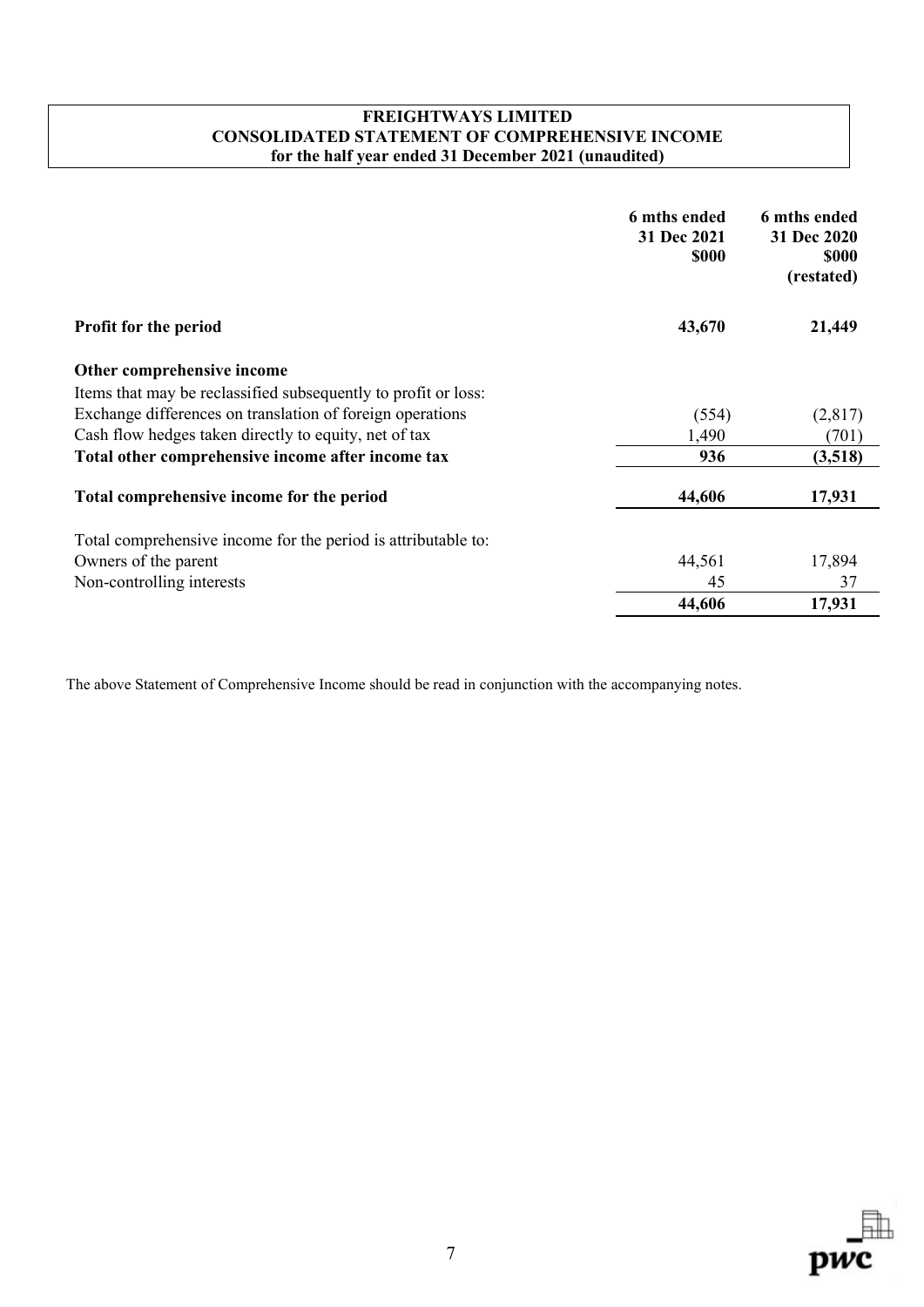# FREIGHTWAYS LIMITED
## CONSOLIDATED STATEMENT OF COMPREHENSIVE INCOME
### for the half year ended 31 December 2021 (unaudited)

| | 6 mths ended 31 Dec 2021 $000 | 6 mths ended 31 Dec 2020 $000 (restated) |
|---|---|---|
| **Profit for the period** | **43,670** | **21,449** |
| **Other comprehensive income** | | |
| Items that may be reclassified subsequently to profit or loss: | | |
| Exchange differences on translation of foreign operations | (554) | (2,817) |
| Cash flow hedges taken directly to equity, net of tax | 1,490 | (701) |
| **Total other comprehensive income after income tax** | **936** | **(3,518)** |
| **Total comprehensive income for the period** | **44,606** | **17,931** |
| Total comprehensive income for the period is attributable to: | | |
| Owners of the parent | 44,561 | 17,894 |
| Non-controlling interests | 45 | 37 |
| | **44,606** | **17,931** |

The above Statement of Comprehensive Income should be read in conjunction with the accompanying notes.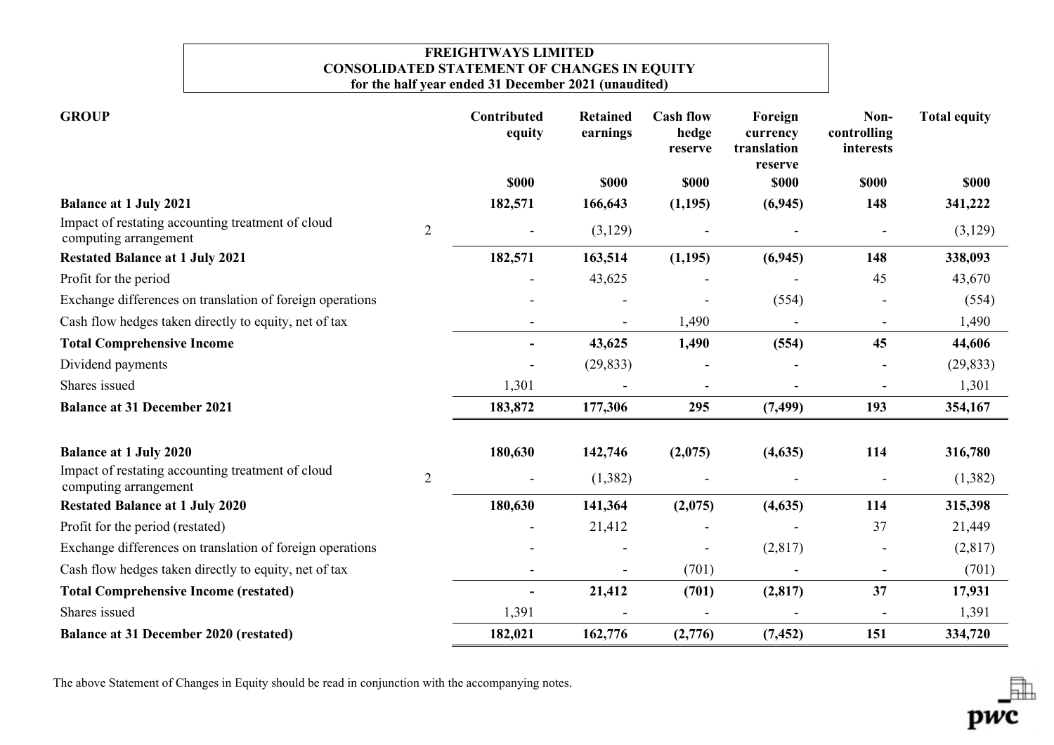**FREIGHTWAYS LIMITED**
**CONSOLIDATED STATEMENT OF CHANGES IN EQUITY**
**for the half year ended 31 December 2021 (unaudited)**

| GROUP | | Contributed equity | Retained earnings | Cash flow hedge reserve | Foreign currency translation reserve | Non-controlling interests | Total equity |
|---|---|---|---|---|---|---|---|
| | | $000 | $000 | $000 | $000 | $000 | $000 |
| **Balance at 1 July 2021** | | **182,571** | **166,643** | **(1,195)** | **(6,945)** | **148** | **341,222** |
| Impact of restating accounting treatment of cloud computing arrangement | 2 | - | (3,129) | - | - | - | (3,129) |
| **Restated Balance at 1 July 2021** | | **182,571** | **163,514** | **(1,195)** | **(6,945)** | **148** | **338,093** |
| Profit for the period | | - | 43,625 | - | - | 45 | 43,670 |
| Exchange differences on translation of foreign operations | | - | - | - | (554) | - | (554) |
| Cash flow hedges taken directly to equity, net of tax | | - | - | 1,490 | - | - | 1,490 |
| **Total Comprehensive Income** | | **-** | **43,625** | **1,490** | **(554)** | **45** | **44,606** |
| Dividend payments | | - | (29,833) | - | - | - | (29,833) |
| Shares issued | | 1,301 | - | - | - | - | 1,301 |
| **Balance at 31 December 2021** | | **183,872** | **177,306** | **295** | **(7,499)** | **193** | **354,167** |
| | | | | | | | |
| **Balance at 1 July 2020** | | **180,630** | **142,746** | **(2,075)** | **(4,635)** | **114** | **316,780** |
| Impact of restating accounting treatment of cloud computing arrangement | 2 | - | (1,382) | - | - | - | (1,382) |
| **Restated Balance at 1 July 2020** | | **180,630** | **141,364** | **(2,075)** | **(4,635)** | **114** | **315,398** |
| Profit for the period (restated) | | - | 21,412 | - | - | 37 | 21,449 |
| Exchange differences on translation of foreign operations | | - | - | - | (2,817) | - | (2,817) |
| Cash flow hedges taken directly to equity, net of tax | | - | - | (701) | - | - | (701) |
| **Total Comprehensive Income (restated)** | | **-** | **21,412** | **(701)** | **(2,817)** | **37** | **17,931** |
| Shares issued | | 1,391 | - | - | - | - | 1,391 |
| **Balance at 31 December 2020 (restated)** | | **182,021** | **162,776** | **(2,776)** | **(7,452)** | **151** | **334,720** |

The above Statement of Changes in Equity should be read in conjunction with the accompanying notes.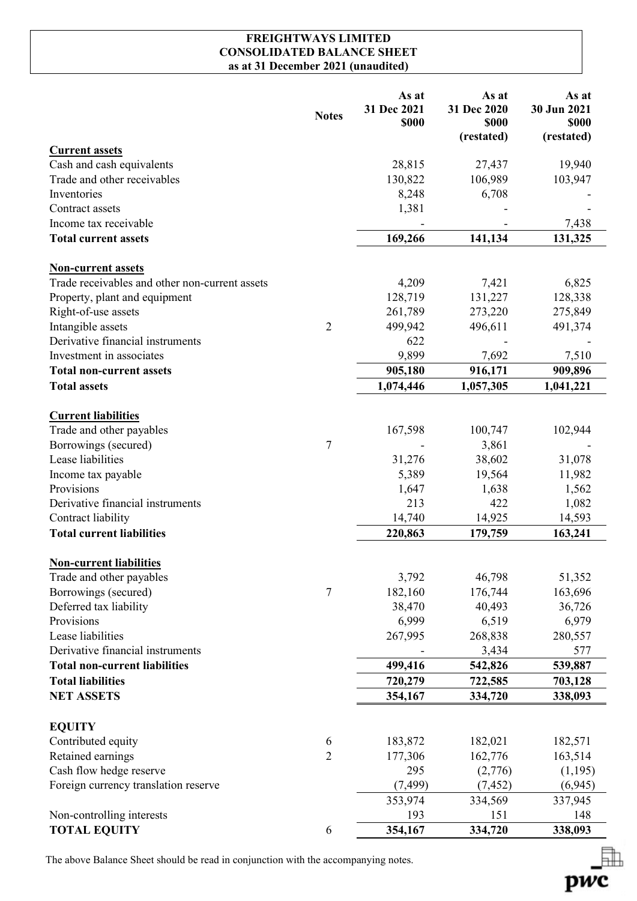# FREIGHTWAYS LIMITED
## CONSOLIDATED BALANCE SHEET
### as at 31 December 2021 (unaudited)

| | Notes | As at 31 Dec 2021 $000 | As at 31 Dec 2020 $000 (restated) | As at 30 Jun 2021 $000 (restated) |
|---|---|---|---|---|
| **Current assets** | | | | |
| Cash and cash equivalents | | 28,815 | 27,437 | 19,940 |
| Trade and other receivables | | 130,822 | 106,989 | 103,947 |
| Inventories | | 8,248 | 6,708 | - |
| Contract assets | | 1,381 | - | - |
| Income tax receivable | | - | - | 7,438 |
| **Total current assets** | | **169,266** | **141,134** | **131,325** |
| **Non-current assets** | | | | |
| Trade receivables and other non-current assets | | 4,209 | 7,421 | 6,825 |
| Property, plant and equipment | | 128,719 | 131,227 | 128,338 |
| Right-of-use assets | | 261,789 | 273,220 | 275,849 |
| Intangible assets | 2 | 499,942 | 496,611 | 491,374 |
| Derivative financial instruments | | 622 | - | - |
| Investment in associates | | 9,899 | 7,692 | 7,510 |
| **Total non-current assets** | | **905,180** | **916,171** | **909,896** |
| **Total assets** | | **1,074,446** | **1,057,305** | **1,041,221** |
| **Current liabilities** | | | | |
| Trade and other payables | | 167,598 | 100,747 | 102,944 |
| Borrowings (secured) | 7 | - | 3,861 | - |
| Lease liabilities | | 31,276 | 38,602 | 31,078 |
| Income tax payable | | 5,389 | 19,564 | 11,982 |
| Provisions | | 1,647 | 1,638 | 1,562 |
| Derivative financial instruments | | 213 | 422 | 1,082 |
| Contract liability | | 14,740 | 14,925 | 14,593 |
| **Total current liabilities** | | **220,863** | **179,759** | **163,241** |
| **Non-current liabilities** | | | | |
| Trade and other payables | | 3,792 | 46,798 | 51,352 |
| Borrowings (secured) | 7 | 182,160 | 176,744 | 163,696 |
| Deferred tax liability | | 38,470 | 40,493 | 36,726 |
| Provisions | | 6,999 | 6,519 | 6,979 |
| Lease liabilities | | 267,995 | 268,838 | 280,557 |
| Derivative financial instruments | | - | 3,434 | 577 |
| **Total non-current liabilities** | | **499,416** | **542,826** | **539,887** |
| **Total liabilities** | | **720,279** | **722,585** | **703,128** |
| **NET ASSETS** | | **354,167** | **334,720** | **338,093** |
| **EQUITY** | | | | |
| Contributed equity | 6 | 183,872 | 182,021 | 182,571 |
| Retained earnings | 2 | 177,306 | 162,776 | 163,514 |
| Cash flow hedge reserve | | 295 | (2,776) | (1,195) |
| Foreign currency translation reserve | | (7,499) | (7,452) | (6,945) |
| | | 353,974 | 334,569 | 337,945 |
| Non-controlling interests | | 193 | 151 | 148 |
| **TOTAL EQUITY** | 6 | **354,167** | **334,720** | **338,093** |

The above Balance Sheet should be read in conjunction with the accompanying notes.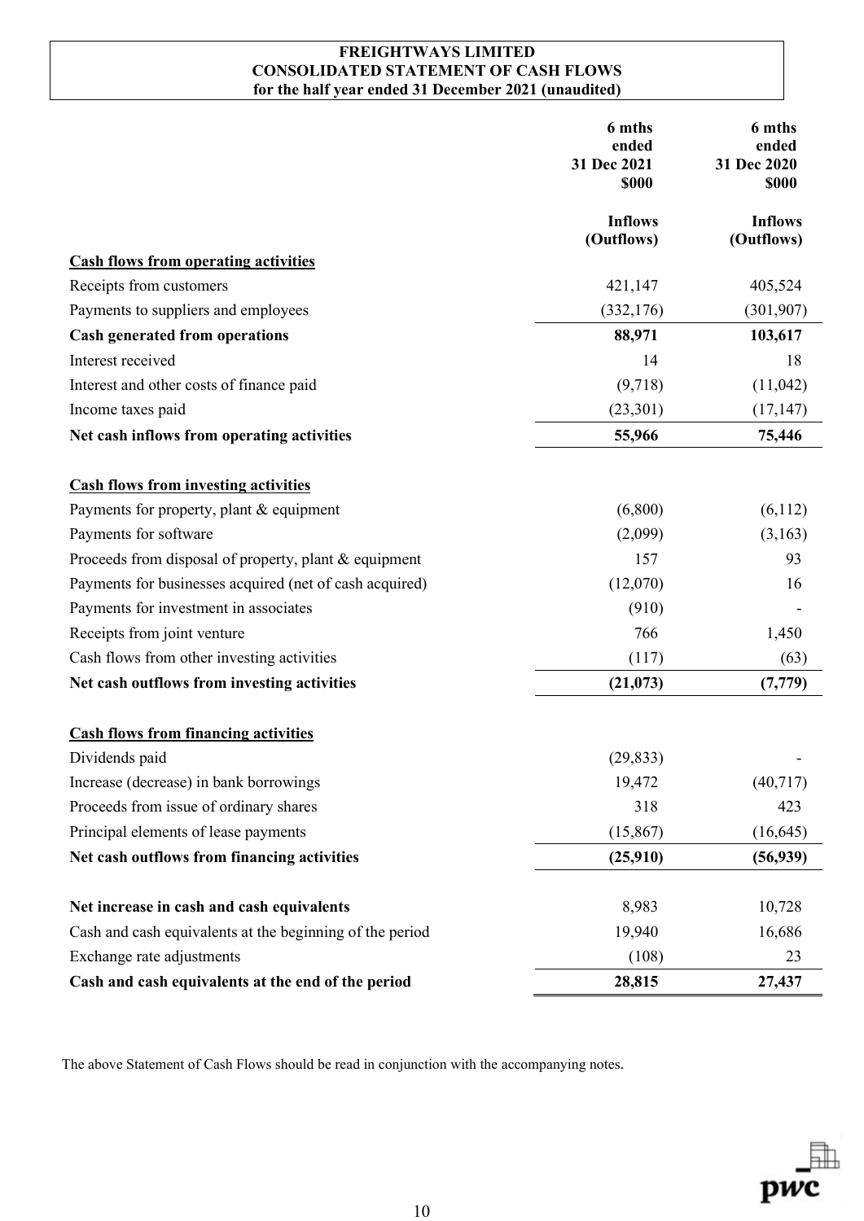# FREIGHTWAYS LIMITED
## CONSOLIDATED STATEMENT OF CASH FLOWS
### for the half year ended 31 December 2021 (unaudited)

| | 6 mths ended 31 Dec 2021 $000 | 6 mths ended 31 Dec 2020 $000 |
|---|---|---|
| | Inflows (Outflows) | Inflows (Outflows) |
| **Cash flows from operating activities** | | |
| Receipts from customers | 421,147 | 405,524 |
| Payments to suppliers and employees | (332,176) | (301,907) |
| **Cash generated from operations** | **88,971** | **103,617** |
| Interest received | 14 | 18 |
| Interest and other costs of finance paid | (9,718) | (11,042) |
| Income taxes paid | (23,301) | (17,147) |
| **Net cash inflows from operating activities** | **55,966** | **75,446** |
| | | |
| **Cash flows from investing activities** | | |
| Payments for property, plant & equipment | (6,800) | (6,112) |
| Payments for software | (2,099) | (3,163) |
| Proceeds from disposal of property, plant & equipment | 157 | 93 |
| Payments for businesses acquired (net of cash acquired) | (12,070) | 16 |
| Payments for investment in associates | (910) | - |
| Receipts from joint venture | 766 | 1,450 |
| Cash flows from other investing activities | (117) | (63) |
| **Net cash outflows from investing activities** | **(21,073)** | **(7,779)** |
| | | |
| **Cash flows from financing activities** | | |
| Dividends paid | (29,833) | - |
| Increase (decrease) in bank borrowings | 19,472 | (40,717) |
| Proceeds from issue of ordinary shares | 318 | 423 |
| Principal elements of lease payments | (15,867) | (16,645) |
| **Net cash outflows from financing activities** | **(25,910)** | **(56,939)** |
| | | |
| **Net increase in cash and cash equivalents** | 8,983 | 10,728 |
| Cash and cash equivalents at the beginning of the period | 19,940 | 16,686 |
| Exchange rate adjustments | (108) | 23 |
| **Cash and cash equivalents at the end of the period** | **28,815** | **27,437** |

The above Statement of Cash Flows should be read in conjunction with the accompanying notes.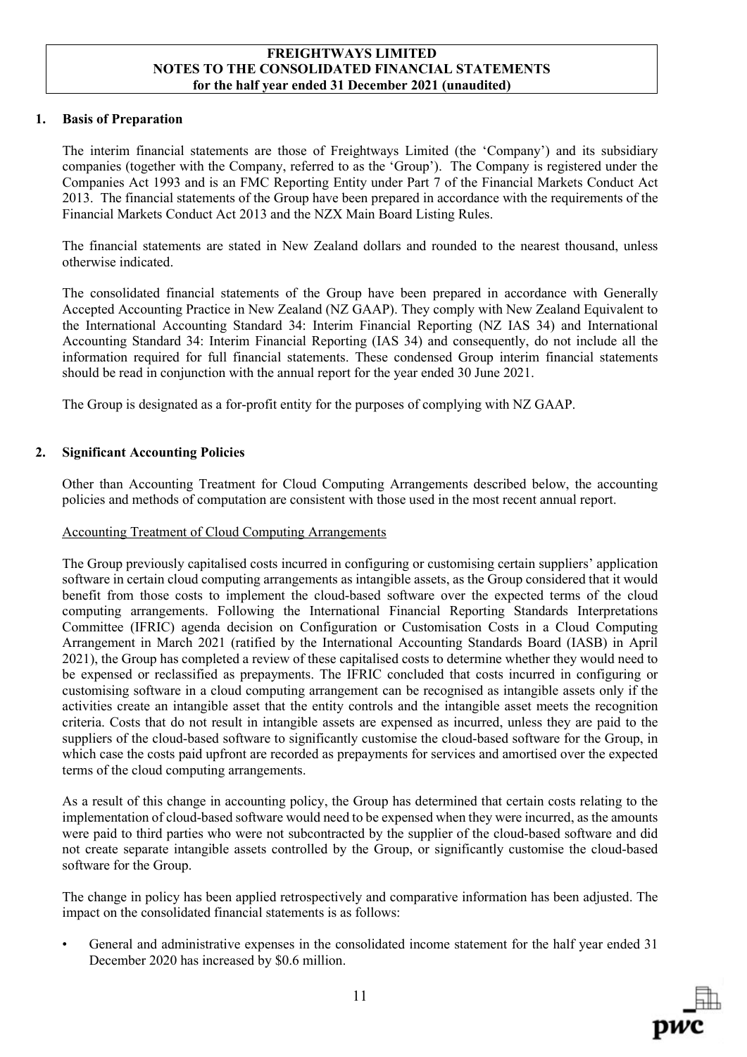# FREIGHTWAYS LIMITED
## NOTES TO THE CONSOLIDATED FINANCIAL STATEMENTS
### for the half year ended 31 December 2021 (unaudited)

## 1. Basis of Preparation

The interim financial statements are those of Freightways Limited (the 'Company') and its subsidiary companies (together with the Company, referred to as the 'Group'). The Company is registered under the Companies Act 1993 and is an FMC Reporting Entity under Part 7 of the Financial Markets Conduct Act 2013. The financial statements of the Group have been prepared in accordance with the requirements of the Financial Markets Conduct Act 2013 and the NZX Main Board Listing Rules.

The financial statements are stated in New Zealand dollars and rounded to the nearest thousand, unless otherwise indicated.

The consolidated financial statements of the Group have been prepared in accordance with Generally Accepted Accounting Practice in New Zealand (NZ GAAP). They comply with New Zealand Equivalent to the International Accounting Standard 34: Interim Financial Reporting (NZ IAS 34) and International Accounting Standard 34: Interim Financial Reporting (IAS 34) and consequently, do not include all the information required for full financial statements. These condensed Group interim financial statements should be read in conjunction with the annual report for the year ended 30 June 2021.

The Group is designated as a for-profit entity for the purposes of complying with NZ GAAP.

## 2. Significant Accounting Policies

Other than Accounting Treatment for Cloud Computing Arrangements described below, the accounting policies and methods of computation are consistent with those used in the most recent annual report.

Accounting Treatment of Cloud Computing Arrangements

The Group previously capitalised costs incurred in configuring or customising certain suppliers' application software in certain cloud computing arrangements as intangible assets, as the Group considered that it would benefit from those costs to implement the cloud-based software over the expected terms of the cloud computing arrangements. Following the International Financial Reporting Standards Interpretations Committee (IFRIC) agenda decision on Configuration or Customisation Costs in a Cloud Computing Arrangement in March 2021 (ratified by the International Accounting Standards Board (IASB) in April 2021), the Group has completed a review of these capitalised costs to determine whether they would need to be expensed or reclassified as prepayments. The IFRIC concluded that costs incurred in configuring or customising software in a cloud computing arrangement can be recognised as intangible assets only if the activities create an intangible asset that the entity controls and the intangible asset meets the recognition criteria. Costs that do not result in intangible assets are expensed as incurred, unless they are paid to the suppliers of the cloud-based software to significantly customise the cloud-based software for the Group, in which case the costs paid upfront are recorded as prepayments for services and amortised over the expected terms of the cloud computing arrangements.

As a result of this change in accounting policy, the Group has determined that certain costs relating to the implementation of cloud-based software would need to be expensed when they were incurred, as the amounts were paid to third parties who were not subcontracted by the supplier of the cloud-based software and did not create separate intangible assets controlled by the Group, or significantly customise the cloud-based software for the Group.

The change in policy has been applied retrospectively and comparative information has been adjusted. The impact on the consolidated financial statements is as follows:

- General and administrative expenses in the consolidated income statement for the half year ended 31 December 2020 has increased by $0.6 million.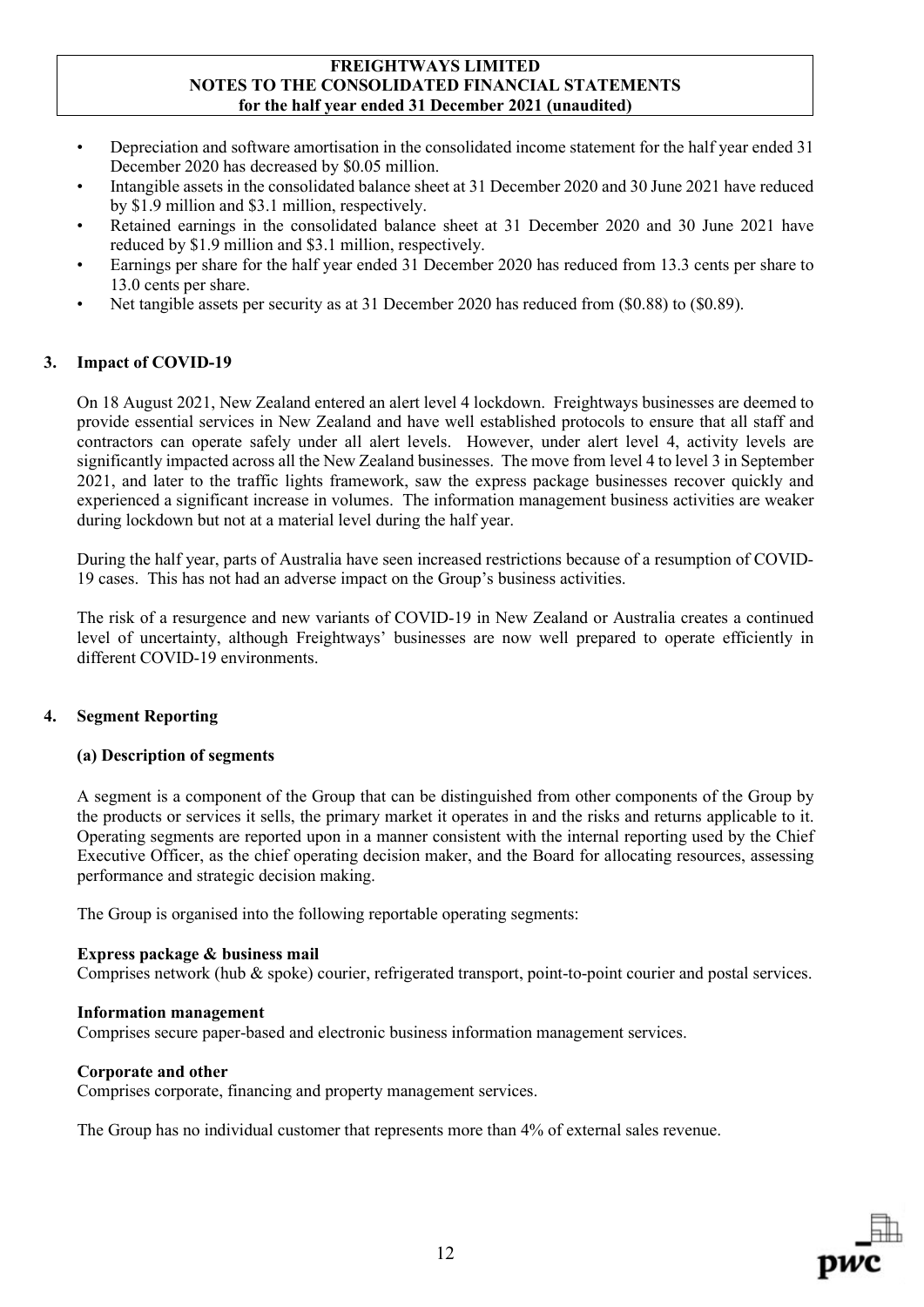- Depreciation and software amortisation in the consolidated income statement for the half year ended 31 December 2020 has decreased by $0.05 million.
- Intangible assets in the consolidated balance sheet at 31 December 2020 and 30 June 2021 have reduced by $1.9 million and $3.1 million, respectively.
- Retained earnings in the consolidated balance sheet at 31 December 2020 and 30 June 2021 have reduced by $1.9 million and $3.1 million, respectively.
- Earnings per share for the half year ended 31 December 2020 has reduced from 13.3 cents per share to 13.0 cents per share.
- Net tangible assets per security as at 31 December 2020 has reduced from ($0.88) to ($0.89).

## 3. Impact of COVID-19

On 18 August 2021, New Zealand entered an alert level 4 lockdown. Freightways businesses are deemed to provide essential services in New Zealand and have well established protocols to ensure that all staff and contractors can operate safely under all alert levels. However, under alert level 4, activity levels are significantly impacted across all the New Zealand businesses. The move from level 4 to level 3 in September 2021, and later to the traffic lights framework, saw the express package businesses recover quickly and experienced a significant increase in volumes. The information management business activities are weaker during lockdown but not at a material level during the half year.

During the half year, parts of Australia have seen increased restrictions because of a resumption of COVID-19 cases. This has not had an adverse impact on the Group's business activities.

The risk of a resurgence and new variants of COVID-19 in New Zealand or Australia creates a continued level of uncertainty, although Freightways' businesses are now well prepared to operate efficiently in different COVID-19 environments.

## 4. Segment Reporting

### (a) Description of segments

A segment is a component of the Group that can be distinguished from other components of the Group by the products or services it sells, the primary market it operates in and the risks and returns applicable to it. Operating segments are reported upon in a manner consistent with the internal reporting used by the Chief Executive Officer, as the chief operating decision maker, and the Board for allocating resources, assessing performance and strategic decision making.

The Group is organised into the following reportable operating segments:

**Express package & business mail**
Comprises network (hub & spoke) courier, refrigerated transport, point-to-point courier and postal services.

**Information management**
Comprises secure paper-based and electronic business information management services.

**Corporate and other**
Comprises corporate, financing and property management services.

The Group has no individual customer that represents more than 4% of external sales revenue.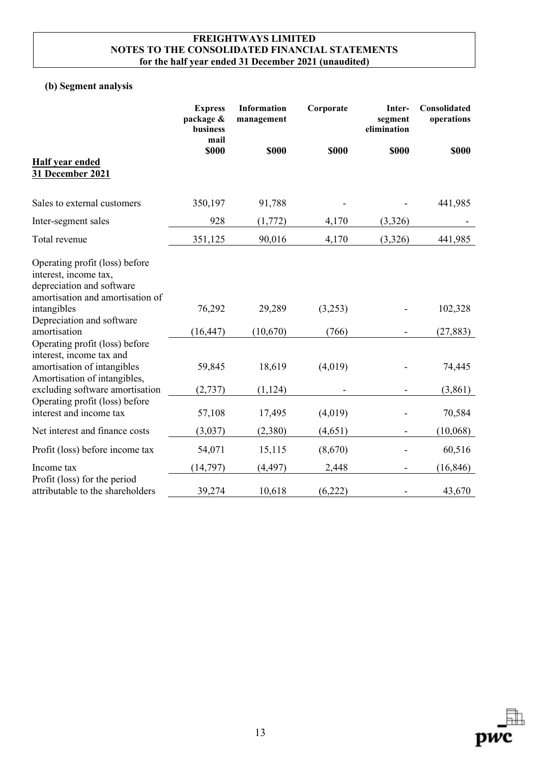**FREIGHTWAYS LIMITED**
**NOTES TO THE CONSOLIDATED FINANCIAL STATEMENTS**
**for the half year ended 31 December 2021 (unaudited)**

### (b) Segment analysis

| | Express package & business mail | Information management | Corporate | Inter-segment elimination | Consolidated operations |
|---|---|---|---|---|---|
| | $000 | $000 | $000 | $000 | $000 |
| **Half year ended 31 December 2021** | | | | | |
| Sales to external customers | 350,197 | 91,788 | - | - | 441,985 |
| Inter-segment sales | 928 | (1,772) | 4,170 | (3,326) | - |
| Total revenue | 351,125 | 90,016 | 4,170 | (3,326) | 441,985 |
| Operating profit (loss) before interest, income tax, depreciation and software amortisation and amortisation of intangibles | 76,292 | 29,289 | (3,253) | - | 102,328 |
| Depreciation and software amortisation | (16,447) | (10,670) | (766) | - | (27,883) |
| Operating profit (loss) before interest, income tax and amortisation of intangibles | 59,845 | 18,619 | (4,019) | - | 74,445 |
| Amortisation of intangibles, excluding software amortisation | (2,737) | (1,124) | - | - | (3,861) |
| Operating profit (loss) before interest and income tax | 57,108 | 17,495 | (4,019) | - | 70,584 |
| Net interest and finance costs | (3,037) | (2,380) | (4,651) | - | (10,068) |
| Profit (loss) before income tax | 54,071 | 15,115 | (8,670) | - | 60,516 |
| Income tax | (14,797) | (4,497) | 2,448 | - | (16,846) |
| Profit (loss) for the period attributable to the shareholders | 39,274 | 10,618 | (6,222) | - | 43,670 |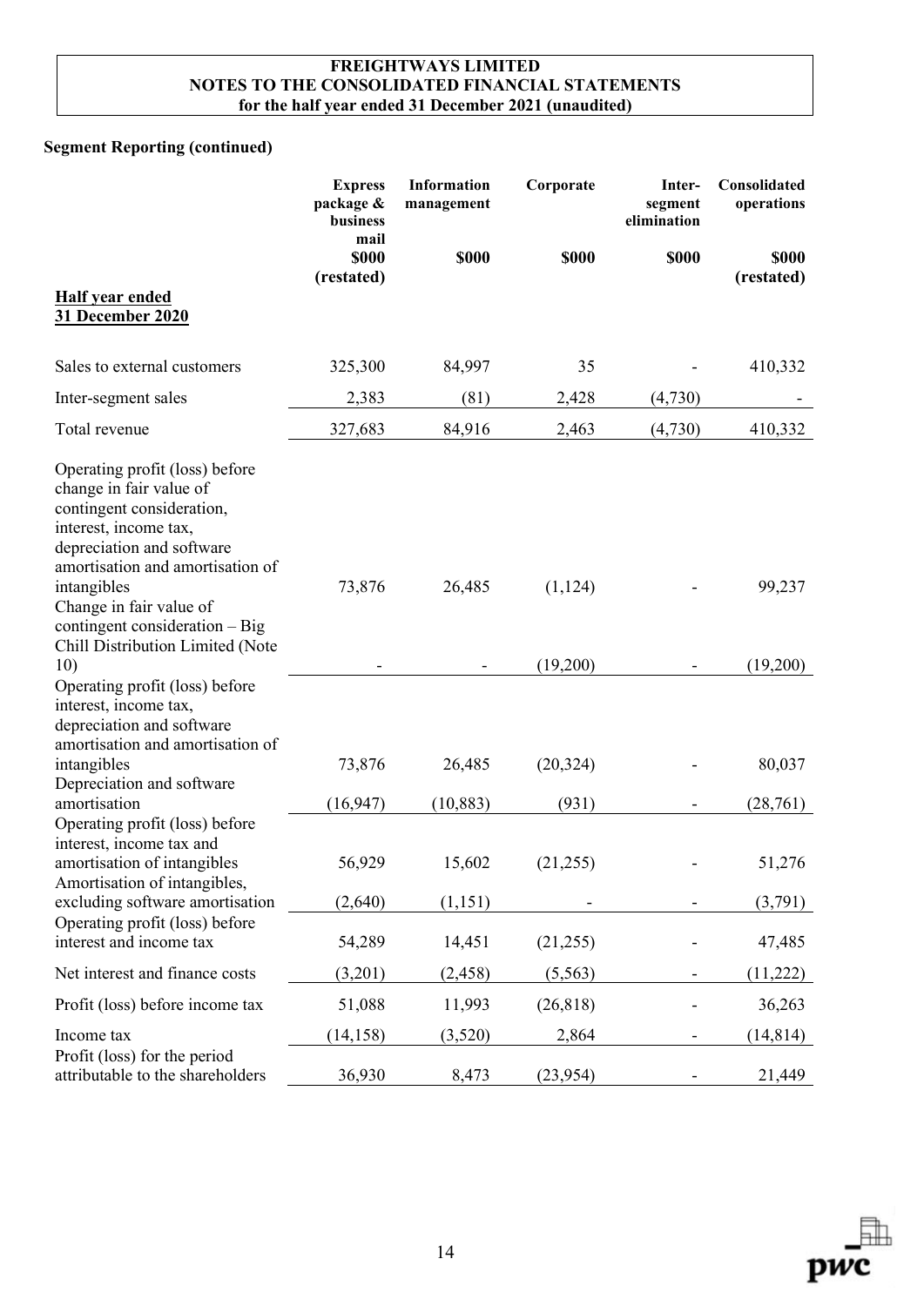## Segment Reporting (continued)

| | Express package & business mail | Information management | Corporate | Inter-segment elimination | Consolidated operations |
|---|---|---|---|---|---|
| | $000 (restated) | $000 | $000 | $000 | $000 (restated) |
| **Half year ended 31 December 2020** | | | | | |
| Sales to external customers | 325,300 | 84,997 | 35 | - | 410,332 |
| Inter-segment sales | 2,383 | (81) | 2,428 | (4,730) | - |
| Total revenue | 327,683 | 84,916 | 2,463 | (4,730) | 410,332 |
| Operating profit (loss) before change in fair value of contingent consideration, interest, income tax, depreciation and software amortisation and amortisation of intangibles | 73,876 | 26,485 | (1,124) | - | 99,237 |
| Change in fair value of contingent consideration – Big Chill Distribution Limited (Note 10) | - | - | (19,200) | - | (19,200) |
| Operating profit (loss) before interest, income tax, depreciation and software amortisation and amortisation of intangibles | 73,876 | 26,485 | (20,324) | - | 80,037 |
| Depreciation and software amortisation | (16,947) | (10,883) | (931) | - | (28,761) |
| Operating profit (loss) before interest, income tax and amortisation of intangibles | 56,929 | 15,602 | (21,255) | - | 51,276 |
| Amortisation of intangibles, excluding software amortisation | (2,640) | (1,151) | - | - | (3,791) |
| Operating profit (loss) before interest and income tax | 54,289 | 14,451 | (21,255) | - | 47,485 |
| Net interest and finance costs | (3,201) | (2,458) | (5,563) | - | (11,222) |
| Profit (loss) before income tax | 51,088 | 11,993 | (26,818) | - | 36,263 |
| Income tax | (14,158) | (3,520) | 2,864 | - | (14,814) |
| Profit (loss) for the period attributable to the shareholders | 36,930 | 8,473 | (23,954) | - | 21,449 |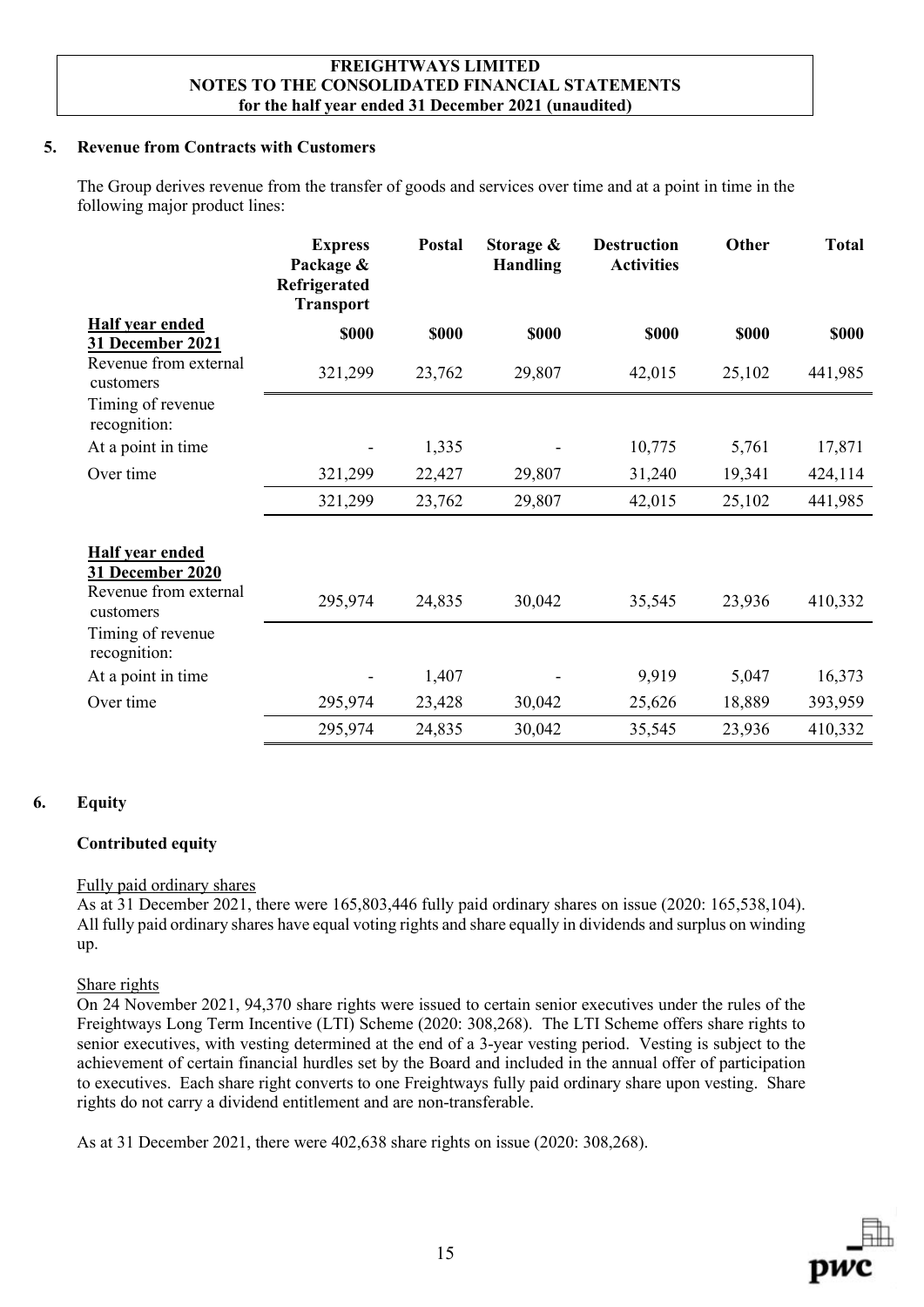## 5. Revenue from Contracts with Customers

The Group derives revenue from the transfer of goods and services over time and at a point in time in the following major product lines:

| | Express Package & Refrigerated Transport | Postal | Storage & Handling | Destruction Activities | Other | Total |
|---|---|---|---|---|---|---|
| **Half year ended 31 December 2021** | **$000** | **$000** | **$000** | **$000** | **$000** | **$000** |
| Revenue from external customers | 321,299 | 23,762 | 29,807 | 42,015 | 25,102 | 441,985 |
| Timing of revenue recognition: | | | | | | |
| At a point in time | - | 1,335 | - | 10,775 | 5,761 | 17,871 |
| Over time | 321,299 | 22,427 | 29,807 | 31,240 | 19,341 | 424,114 |
| | 321,299 | 23,762 | 29,807 | 42,015 | 25,102 | 441,985 |
| **Half year ended 31 December 2020** | | | | | | |
| Revenue from external customers | 295,974 | 24,835 | 30,042 | 35,545 | 23,936 | 410,332 |
| Timing of revenue recognition: | | | | | | |
| At a point in time | - | 1,407 | - | 9,919 | 5,047 | 16,373 |
| Over time | 295,974 | 23,428 | 30,042 | 25,626 | 18,889 | 393,959 |
| | 295,974 | 24,835 | 30,042 | 35,545 | 23,936 | 410,332 |

## 6. Equity

### Contributed equity

Fully paid ordinary shares

As at 31 December 2021, there were 165,803,446 fully paid ordinary shares on issue (2020: 165,538,104). All fully paid ordinary shares have equal voting rights and share equally in dividends and surplus on winding up.

Share rights

On 24 November 2021, 94,370 share rights were issued to certain senior executives under the rules of the Freightways Long Term Incentive (LTI) Scheme (2020: 308,268). The LTI Scheme offers share rights to senior executives, with vesting determined at the end of a 3-year vesting period. Vesting is subject to the achievement of certain financial hurdles set by the Board and included in the annual offer of participation to executives. Each share right converts to one Freightways fully paid ordinary share upon vesting. Share rights do not carry a dividend entitlement and are non-transferable.

As at 31 December 2021, there were 402,638 share rights on issue (2020: 308,268).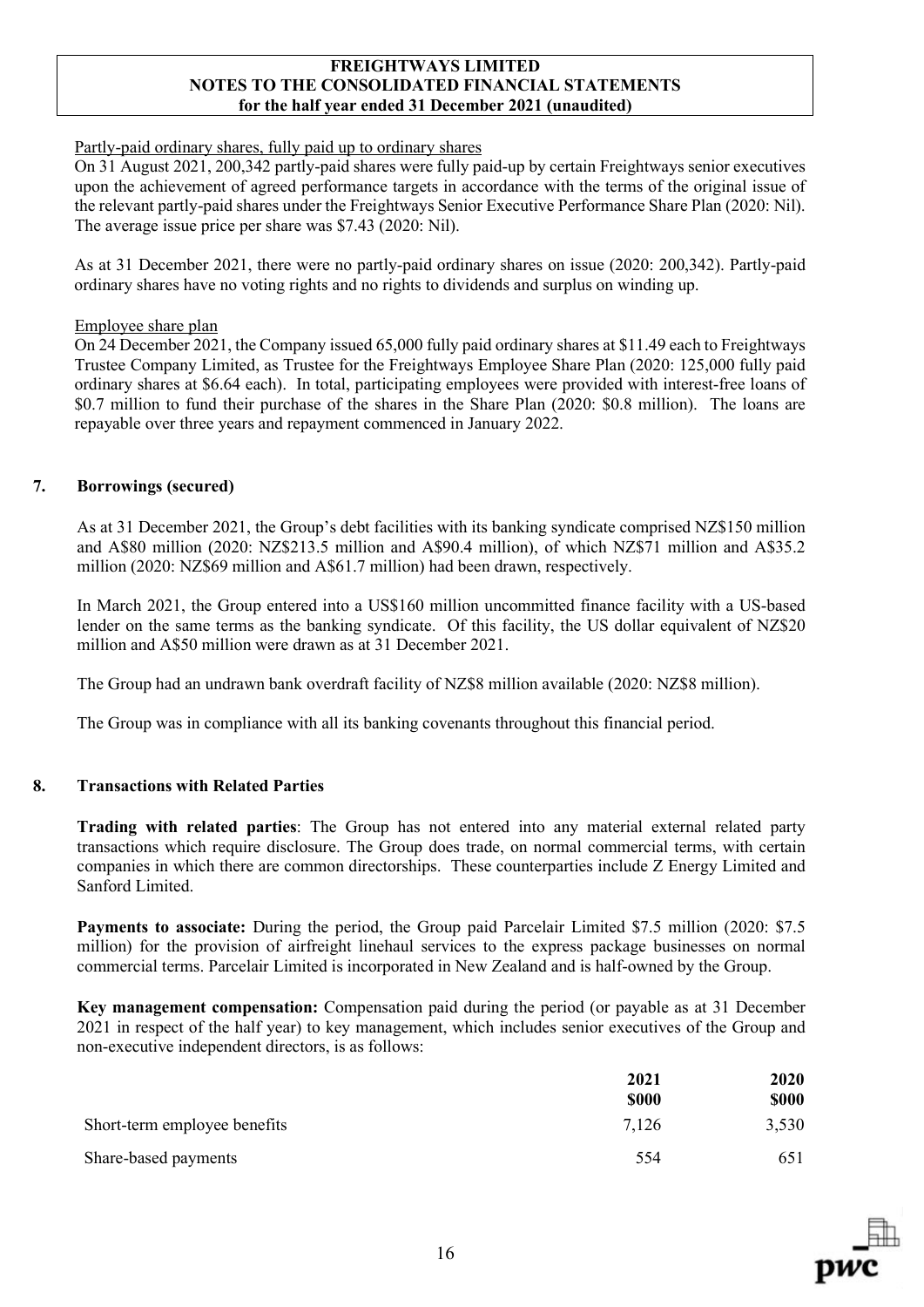Partly-paid ordinary shares, fully paid up to ordinary shares

On 31 August 2021, 200,342 partly-paid shares were fully paid-up by certain Freightways senior executives upon the achievement of agreed performance targets in accordance with the terms of the original issue of the relevant partly-paid shares under the Freightways Senior Executive Performance Share Plan (2020: Nil). The average issue price per share was $7.43 (2020: Nil).

As at 31 December 2021, there were no partly-paid ordinary shares on issue (2020: 200,342). Partly-paid ordinary shares have no voting rights and no rights to dividends and surplus on winding up.

Employee share plan

On 24 December 2021, the Company issued 65,000 fully paid ordinary shares at $11.49 each to Freightways Trustee Company Limited, as Trustee for the Freightways Employee Share Plan (2020: 125,000 fully paid ordinary shares at $6.64 each). In total, participating employees were provided with interest-free loans of $0.7 million to fund their purchase of the shares in the Share Plan (2020: $0.8 million). The loans are repayable over three years and repayment commenced in January 2022.

## 7. Borrowings (secured)

As at 31 December 2021, the Group's debt facilities with its banking syndicate comprised NZ$150 million and A$80 million (2020: NZ$213.5 million and A$90.4 million), of which NZ$71 million and A$35.2 million (2020: NZ$69 million and A$61.7 million) had been drawn, respectively.

In March 2021, the Group entered into a US$160 million uncommitted finance facility with a US-based lender on the same terms as the banking syndicate. Of this facility, the US dollar equivalent of NZ$20 million and A$50 million were drawn as at 31 December 2021.

The Group had an undrawn bank overdraft facility of NZ$8 million available (2020: NZ$8 million).

The Group was in compliance with all its banking covenants throughout this financial period.

## 8. Transactions with Related Parties

**Trading with related parties**: The Group has not entered into any material external related party transactions which require disclosure. The Group does trade, on normal commercial terms, with certain companies in which there are common directorships. These counterparties include Z Energy Limited and Sanford Limited.

**Payments to associate:** During the period, the Group paid Parcelair Limited $7.5 million (2020: $7.5 million) for the provision of airfreight linehaul services to the express package businesses on normal commercial terms. Parcelair Limited is incorporated in New Zealand and is half-owned by the Group.

**Key management compensation:** Compensation paid during the period (or payable as at 31 December 2021 in respect of the half year) to key management, which includes senior executives of the Group and non-executive independent directors, is as follows:

| | 2021 $000 | 2020 $000 |
|---|---|---|
| Short-term employee benefits | 7,126 | 3,530 |
| Share-based payments | 554 | 651 |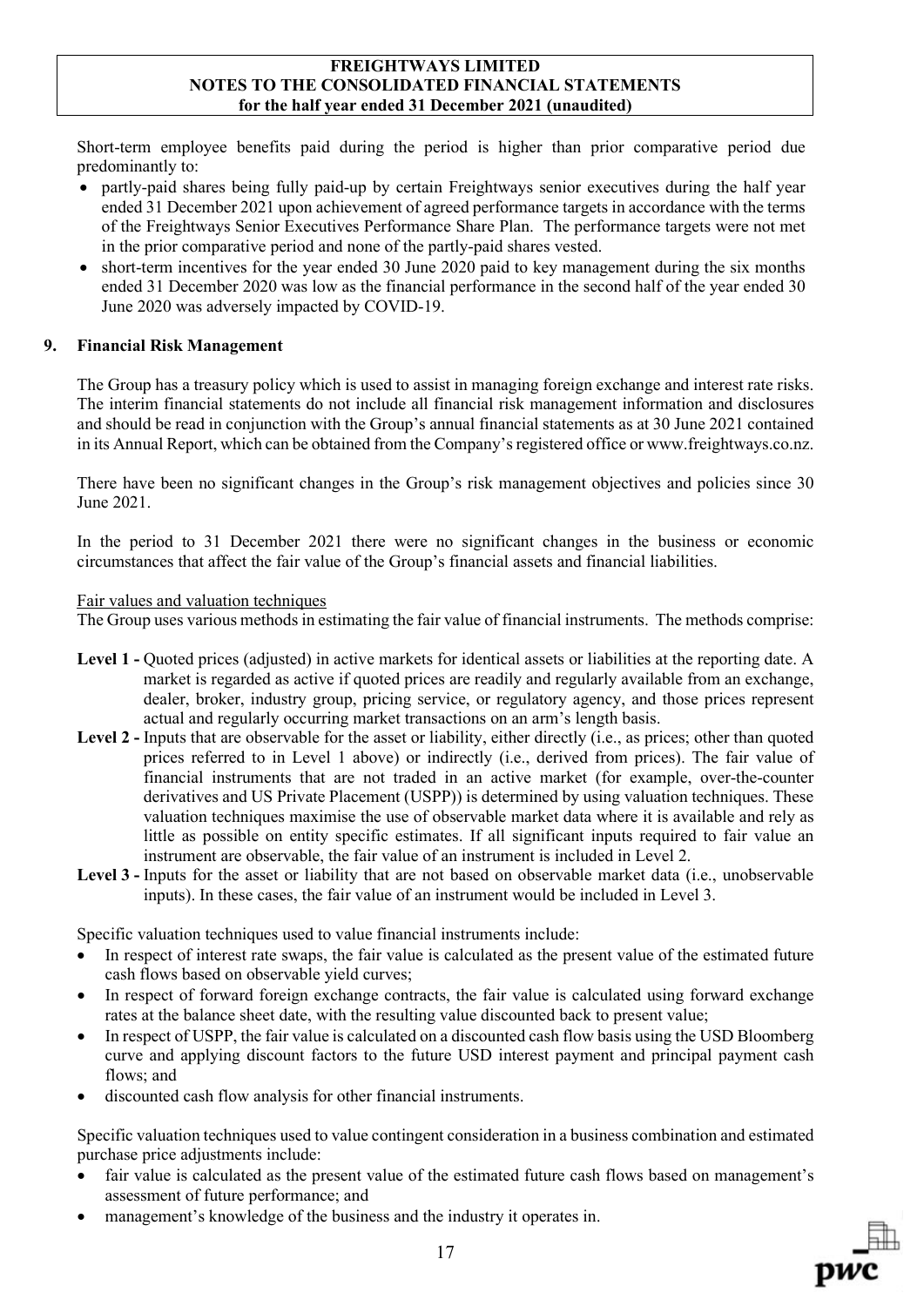Short-term employee benefits paid during the period is higher than prior comparative period due predominantly to:

- partly-paid shares being fully paid-up by certain Freightways senior executives during the half year ended 31 December 2021 upon achievement of agreed performance targets in accordance with the terms of the Freightways Senior Executives Performance Share Plan. The performance targets were not met in the prior comparative period and none of the partly-paid shares vested.
- short-term incentives for the year ended 30 June 2020 paid to key management during the six months ended 31 December 2020 was low as the financial performance in the second half of the year ended 30 June 2020 was adversely impacted by COVID-19.

## 9. Financial Risk Management

The Group has a treasury policy which is used to assist in managing foreign exchange and interest rate risks. The interim financial statements do not include all financial risk management information and disclosures and should be read in conjunction with the Group's annual financial statements as at 30 June 2021 contained in its Annual Report, which can be obtained from the Company's registered office or www.freightways.co.nz.

There have been no significant changes in the Group's risk management objectives and policies since 30 June 2021.

In the period to 31 December 2021 there were no significant changes in the business or economic circumstances that affect the fair value of the Group's financial assets and financial liabilities.

Fair values and valuation techniques

The Group uses various methods in estimating the fair value of financial instruments. The methods comprise:

**Level 1 -** Quoted prices (adjusted) in active markets for identical assets or liabilities at the reporting date. A market is regarded as active if quoted prices are readily and regularly available from an exchange, dealer, broker, industry group, pricing service, or regulatory agency, and those prices represent actual and regularly occurring market transactions on an arm's length basis.

**Level 2 -** Inputs that are observable for the asset or liability, either directly (i.e., as prices; other than quoted prices referred to in Level 1 above) or indirectly (i.e., derived from prices). The fair value of financial instruments that are not traded in an active market (for example, over-the-counter derivatives and US Private Placement (USPP)) is determined by using valuation techniques. These valuation techniques maximise the use of observable market data where it is available and rely as little as possible on entity specific estimates. If all significant inputs required to fair value an instrument are observable, the fair value of an instrument is included in Level 2.

**Level 3 -** Inputs for the asset or liability that are not based on observable market data (i.e., unobservable inputs). In these cases, the fair value of an instrument would be included in Level 3.

Specific valuation techniques used to value financial instruments include:

- In respect of interest rate swaps, the fair value is calculated as the present value of the estimated future cash flows based on observable yield curves;
- In respect of forward foreign exchange contracts, the fair value is calculated using forward exchange rates at the balance sheet date, with the resulting value discounted back to present value;
- In respect of USPP, the fair value is calculated on a discounted cash flow basis using the USD Bloomberg curve and applying discount factors to the future USD interest payment and principal payment cash flows; and
- discounted cash flow analysis for other financial instruments.

Specific valuation techniques used to value contingent consideration in a business combination and estimated purchase price adjustments include:

- fair value is calculated as the present value of the estimated future cash flows based on management's assessment of future performance; and
- management's knowledge of the business and the industry it operates in.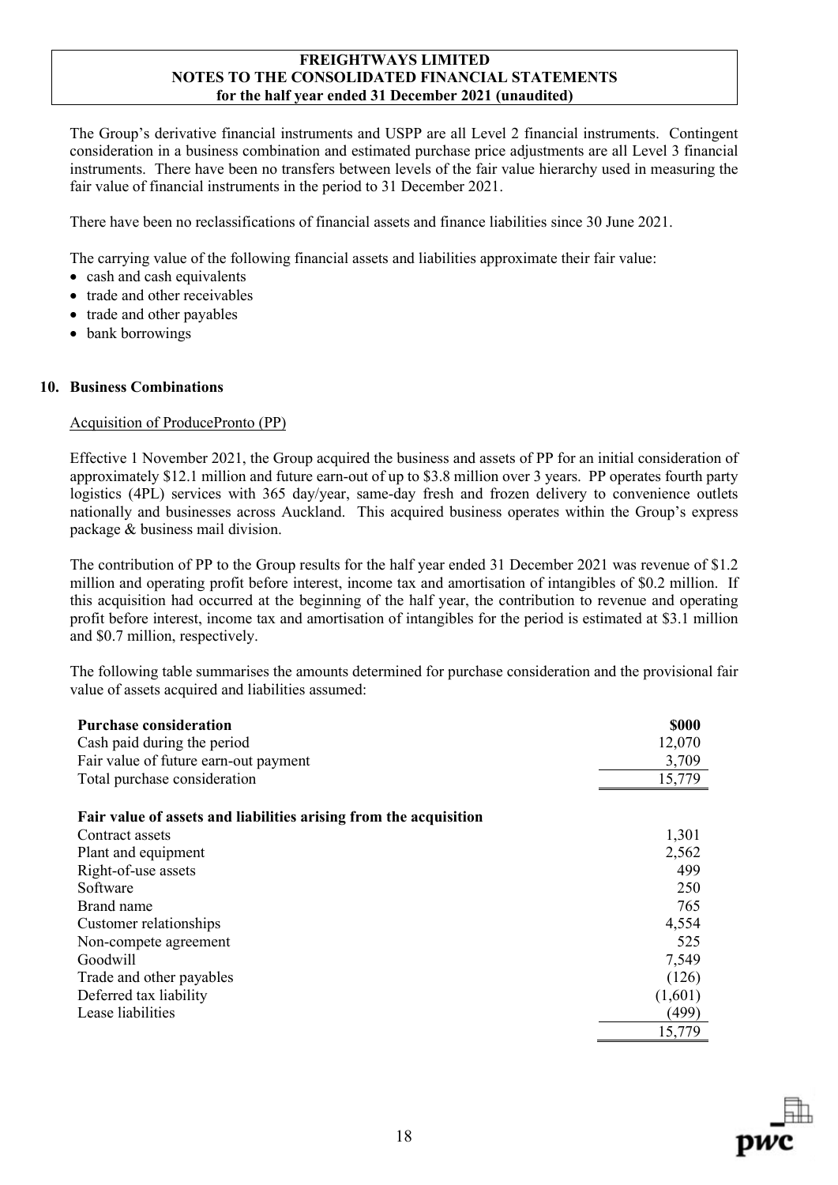The Group's derivative financial instruments and USPP are all Level 2 financial instruments. Contingent consideration in a business combination and estimated purchase price adjustments are all Level 3 financial instruments. There have been no transfers between levels of the fair value hierarchy used in measuring the fair value of financial instruments in the period to 31 December 2021.

There have been no reclassifications of financial assets and finance liabilities since 30 June 2021.

The carrying value of the following financial assets and liabilities approximate their fair value:

- cash and cash equivalents
- trade and other receivables
- trade and other payables
- bank borrowings

## 10. Business Combinations

### Acquisition of ProducePronto (PP)

Effective 1 November 2021, the Group acquired the business and assets of PP for an initial consideration of approximately $12.1 million and future earn-out of up to $3.8 million over 3 years. PP operates fourth party logistics (4PL) services with 365 day/year, same-day fresh and frozen delivery to convenience outlets nationally and businesses across Auckland. This acquired business operates within the Group's express package & business mail division.

The contribution of PP to the Group results for the half year ended 31 December 2021 was revenue of $1.2 million and operating profit before interest, income tax and amortisation of intangibles of $0.2 million. If this acquisition had occurred at the beginning of the half year, the contribution to revenue and operating profit before interest, income tax and amortisation of intangibles for the period is estimated at $3.1 million and $0.7 million, respectively.

The following table summarises the amounts determined for purchase consideration and the provisional fair value of assets acquired and liabilities assumed:

| **Purchase consideration** | **$000** |
|---|---|
| Cash paid during the period | 12,070 |
| Fair value of future earn-out payment | 3,709 |
| Total purchase consideration | 15,779 |
| | |
| **Fair value of assets and liabilities arising from the acquisition** | |
| Contract assets | 1,301 |
| Plant and equipment | 2,562 |
| Right-of-use assets | 499 |
| Software | 250 |
| Brand name | 765 |
| Customer relationships | 4,554 |
| Non-compete agreement | 525 |
| Goodwill | 7,549 |
| Trade and other payables | (126) |
| Deferred tax liability | (1,601) |
| Lease liabilities | (499) |
| | 15,779 |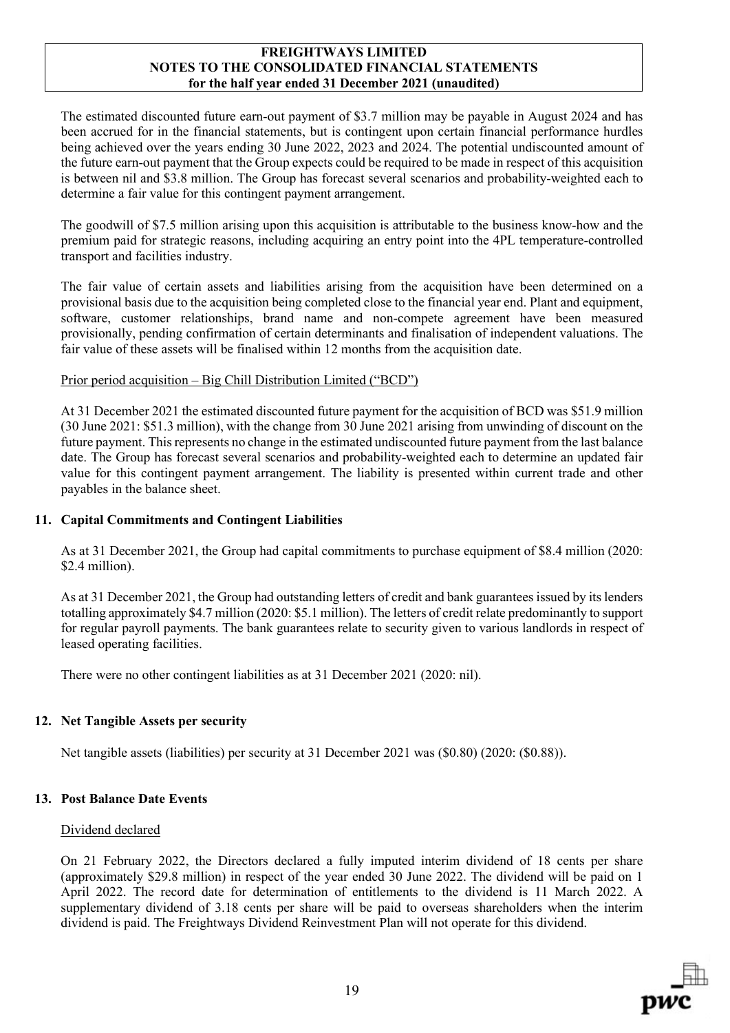The estimated discounted future earn-out payment of $3.7 million may be payable in August 2024 and has been accrued for in the financial statements, but is contingent upon certain financial performance hurdles being achieved over the years ending 30 June 2022, 2023 and 2024. The potential undiscounted amount of the future earn-out payment that the Group expects could be required to be made in respect of this acquisition is between nil and $3.8 million. The Group has forecast several scenarios and probability-weighted each to determine a fair value for this contingent payment arrangement.

The goodwill of $7.5 million arising upon this acquisition is attributable to the business know-how and the premium paid for strategic reasons, including acquiring an entry point into the 4PL temperature-controlled transport and facilities industry.

The fair value of certain assets and liabilities arising from the acquisition have been determined on a provisional basis due to the acquisition being completed close to the financial year end. Plant and equipment, software, customer relationships, brand name and non-compete agreement have been measured provisionally, pending confirmation of certain determinants and finalisation of independent valuations. The fair value of these assets will be finalised within 12 months from the acquisition date.

Prior period acquisition – Big Chill Distribution Limited ("BCD")

At 31 December 2021 the estimated discounted future payment for the acquisition of BCD was $51.9 million (30 June 2021: $51.3 million), with the change from 30 June 2021 arising from unwinding of discount on the future payment. This represents no change in the estimated undiscounted future payment from the last balance date. The Group has forecast several scenarios and probability-weighted each to determine an updated fair value for this contingent payment arrangement. The liability is presented within current trade and other payables in the balance sheet.

## 11. Capital Commitments and Contingent Liabilities

As at 31 December 2021, the Group had capital commitments to purchase equipment of $8.4 million (2020: $2.4 million).

As at 31 December 2021, the Group had outstanding letters of credit and bank guarantees issued by its lenders totalling approximately $4.7 million (2020: $5.1 million). The letters of credit relate predominantly to support for regular payroll payments. The bank guarantees relate to security given to various landlords in respect of leased operating facilities.

There were no other contingent liabilities as at 31 December 2021 (2020: nil).

## 12. Net Tangible Assets per security

Net tangible assets (liabilities) per security at 31 December 2021 was ($0.80) (2020: ($0.88)).

## 13. Post Balance Date Events

Dividend declared

On 21 February 2022, the Directors declared a fully imputed interim dividend of 18 cents per share (approximately $29.8 million) in respect of the year ended 30 June 2022. The dividend will be paid on 1 April 2022. The record date for determination of entitlements to the dividend is 11 March 2022. A supplementary dividend of 3.18 cents per share will be paid to overseas shareholders when the interim dividend is paid. The Freightways Dividend Reinvestment Plan will not operate for this dividend.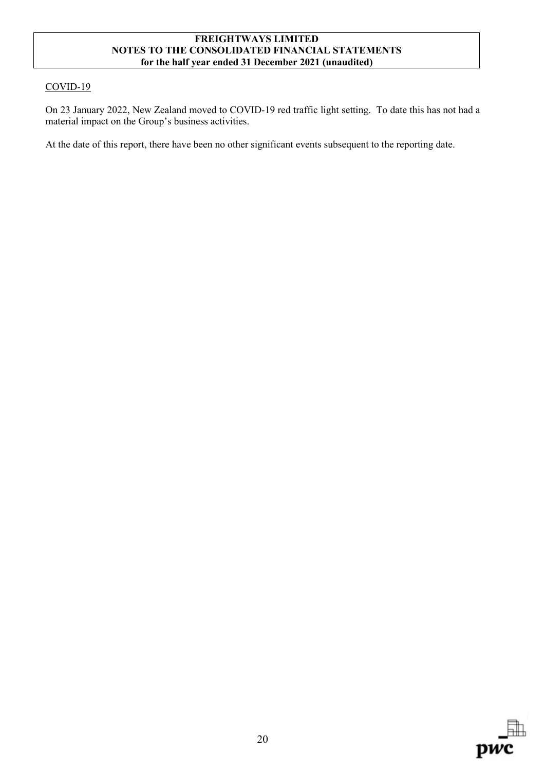COVID-19

On 23 January 2022, New Zealand moved to COVID-19 red traffic light setting. To date this has not had a material impact on the Group's business activities.

At the date of this report, there have been no other significant events subsequent to the reporting date.